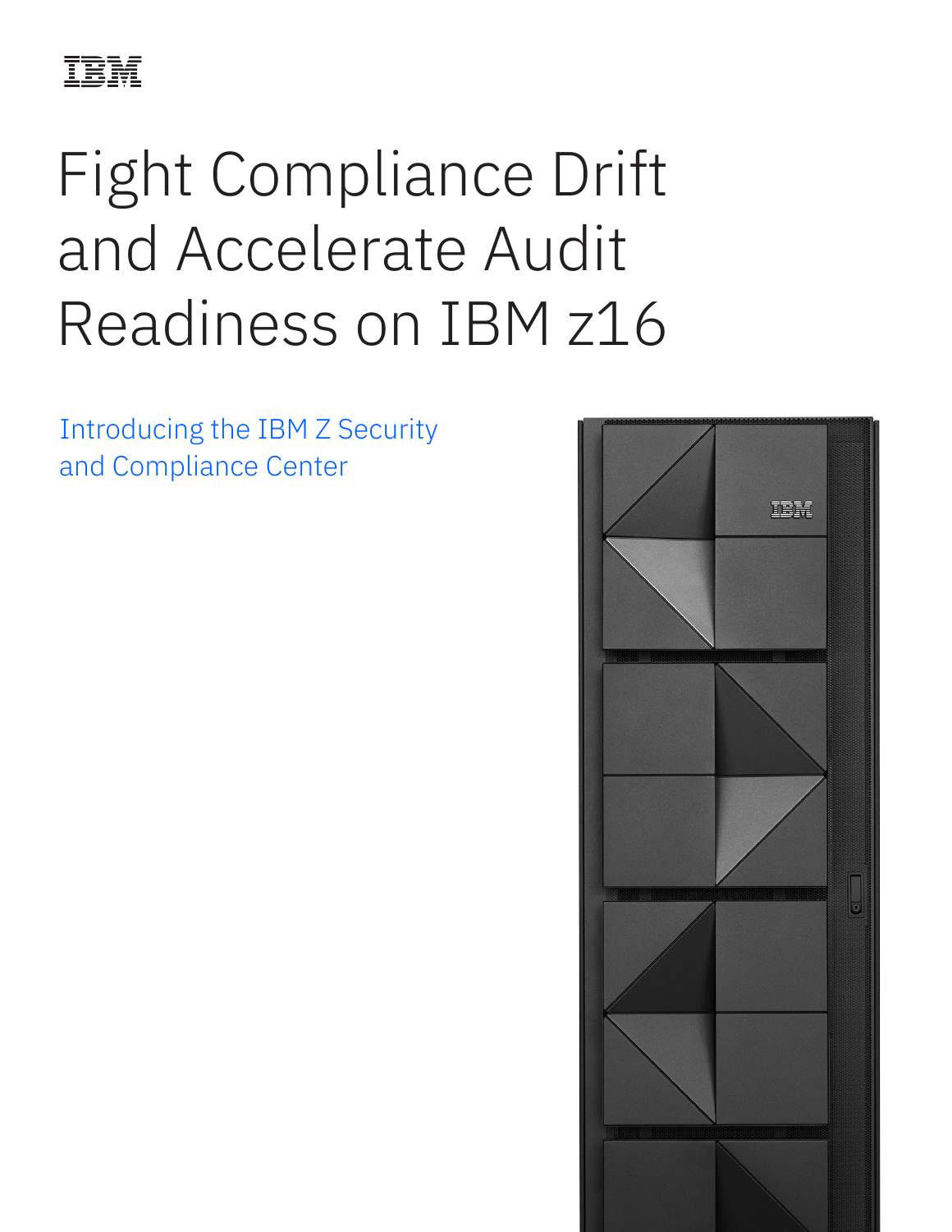# Fight Compliance Drift and Accelerate Audit Readiness on IBM z16

Introducing the IBM Z Security and Compliance Center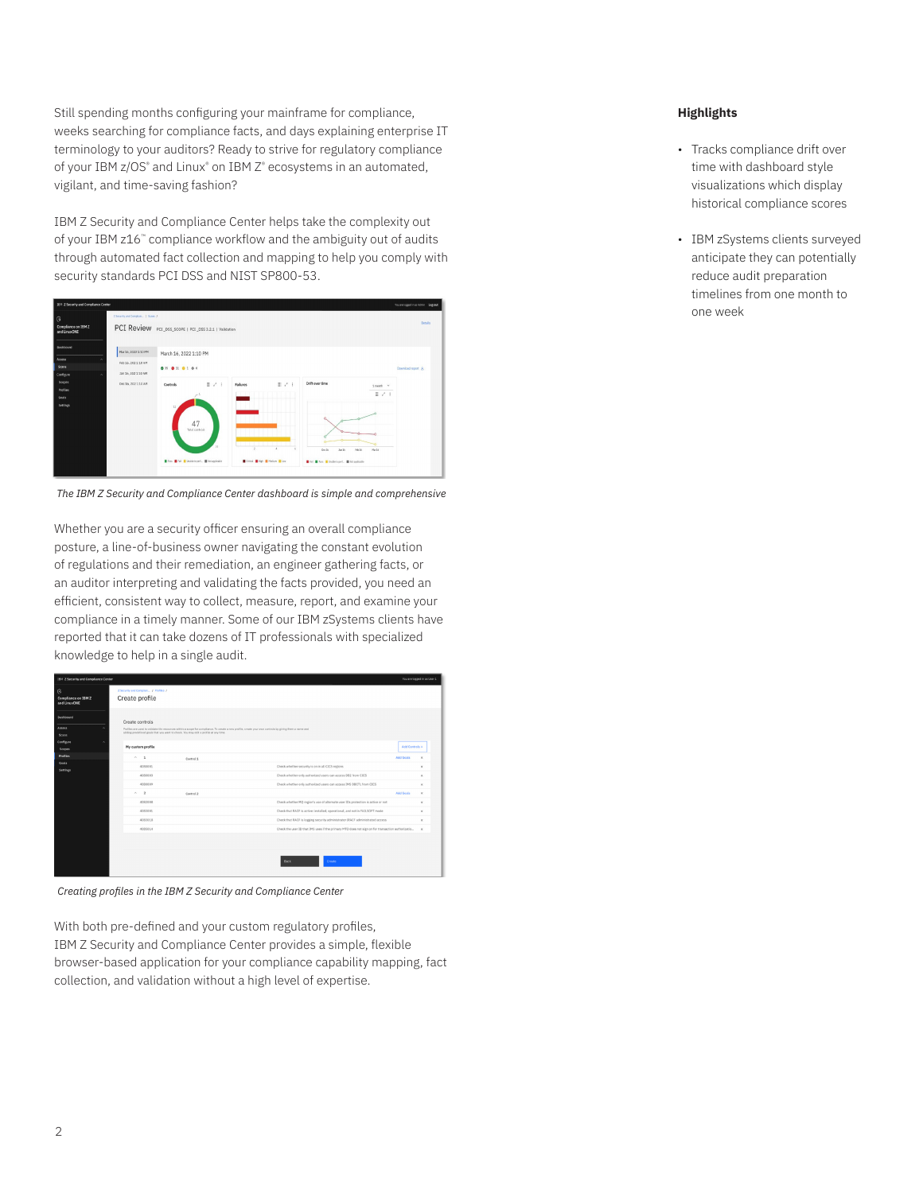Still spending months configuring your mainframe for compliance, weeks searching for compliance facts, and days explaining enterprise IT terminology to your auditors? Ready to strive for regulatory compliance of your IBM z/OS® and Linux® on IBM Z® ecosystems in an automated, vigilant, and time-saving fashion?

IBM Z Security and Compliance Center helps take the complexity out of your IBM z16™ compliance workflow and the ambiguity out of audits through automated fact collection and mapping to help you comply with security standards PCI DSS and NIST SP800-53.

*The IBM Z Security and Compliance Center dashboard is simple and comprehensive*

Whether you are a security officer ensuring an overall compliance posture, a line-of-business owner navigating the constant evolution of regulations and their remediation, an engineer gathering facts, or an auditor interpreting and validating the facts provided, you need an efficient, consistent way to collect, measure, report, and examine your compliance in a timely manner. Some of our IBM zSystems clients have reported that it can take dozens of IT professionals with specialized knowledge to help in a single audit.

*Creating profiles in the IBM Z Security and Compliance Center*

With both pre-defined and your custom regulatory profiles, IBM Z Security and Compliance Center provides a simple, flexible browser-based application for your compliance capability mapping, fact collection, and validation without a high level of expertise.

## Highlights

- Tracks compliance drift over time with dashboard style visualizations which display historical compliance scores
- IBM zSystems clients surveyed anticipate they can potentially reduce audit preparation timelines from one month to one week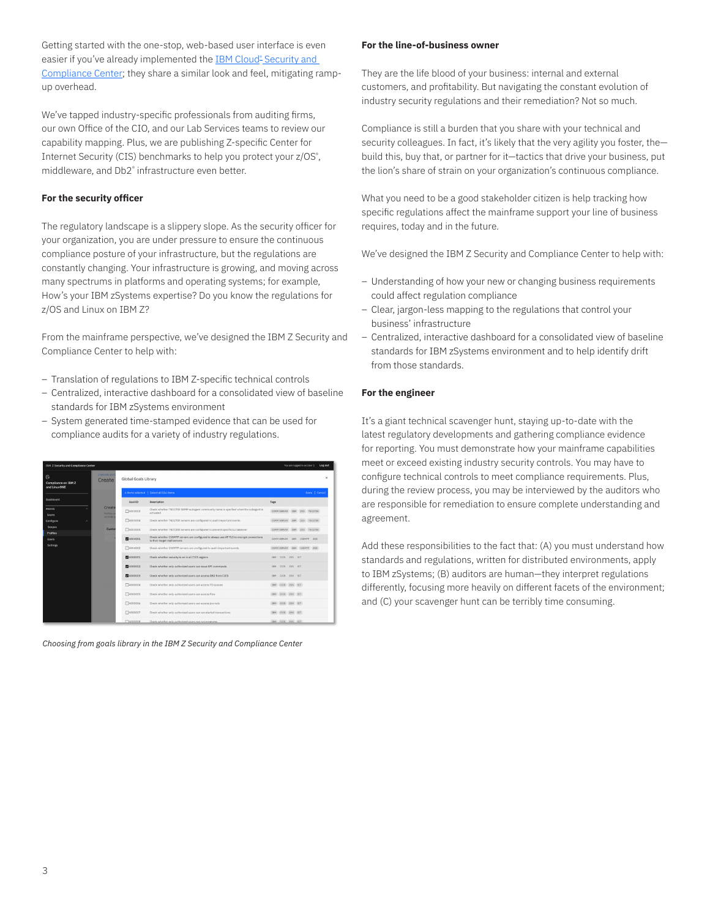Getting started with the one-stop, web-based user interface is even easier if you've already implemented the IBM Cloud® Security and Compliance Center; they share a similar look and feel, mitigating ramp-up overhead.

We've tapped industry-specific professionals from auditing firms, our own Office of the CIO, and our Lab Services teams to review our capability mapping. Plus, we are publishing Z-specific Center for Internet Security (CIS) benchmarks to help you protect your z/OS®, middleware, and Db2® infrastructure even better.

**For the security officer**

The regulatory landscape is a slippery slope. As the security officer for your organization, you are under pressure to ensure the continuous compliance posture of your infrastructure, but the regulations are constantly changing. Your infrastructure is growing, and moving across many spectrums in platforms and operating systems; for example, How's your IBM zSystems expertise? Do you know the regulations for z/OS and Linux on IBM Z?

From the mainframe perspective, we've designed the IBM Z Security and Compliance Center to help with:

- Translation of regulations to IBM Z-specific technical controls
- Centralized, interactive dashboard for a consolidated view of baseline standards for IBM zSystems environment
- System generated time-stamped evidence that can be used for compliance audits for a variety of industry regulations.

*Choosing from goals library in the IBM Z Security and Compliance Center*

**For the line-of-business owner**

They are the life blood of your business: internal and external customers, and profitability. But navigating the constant evolution of industry security regulations and their remediation? Not so much.

Compliance is still a burden that you share with your technical and security colleagues. In fact, it's likely that the very agility you foster, the—build this, buy that, or partner for it—tactics that drive your business, put the lion's share of strain on your organization's continuous compliance.

What you need to be a good stakeholder citizen is help tracking how specific regulations affect the mainframe support your line of business requires, today and in the future.

We've designed the IBM Z Security and Compliance Center to help with:

- Understanding of how your new or changing business requirements could affect regulation compliance
- Clear, jargon-less mapping to the regulations that control your business' infrastructure
- Centralized, interactive dashboard for a consolidated view of baseline standards for IBM zSystems environment and to help identify drift from those standards.

**For the engineer**

It's a giant technical scavenger hunt, staying up-to-date with the latest regulatory developments and gathering compliance evidence for reporting. You must demonstrate how your mainframe capabilities meet or exceed existing industry security controls. You may have to configure technical controls to meet compliance requirements. Plus, during the review process, you may be interviewed by the auditors who are responsible for remediation to ensure complete understanding and agreement.

Add these responsibilities to the fact that: (A) you must understand how standards and regulations, written for distributed environments, apply to IBM zSystems; (B) auditors are human—they interpret regulations differently, focusing more heavily on different facets of the environment; and (C) your scavenger hunt can be terribly time consuming.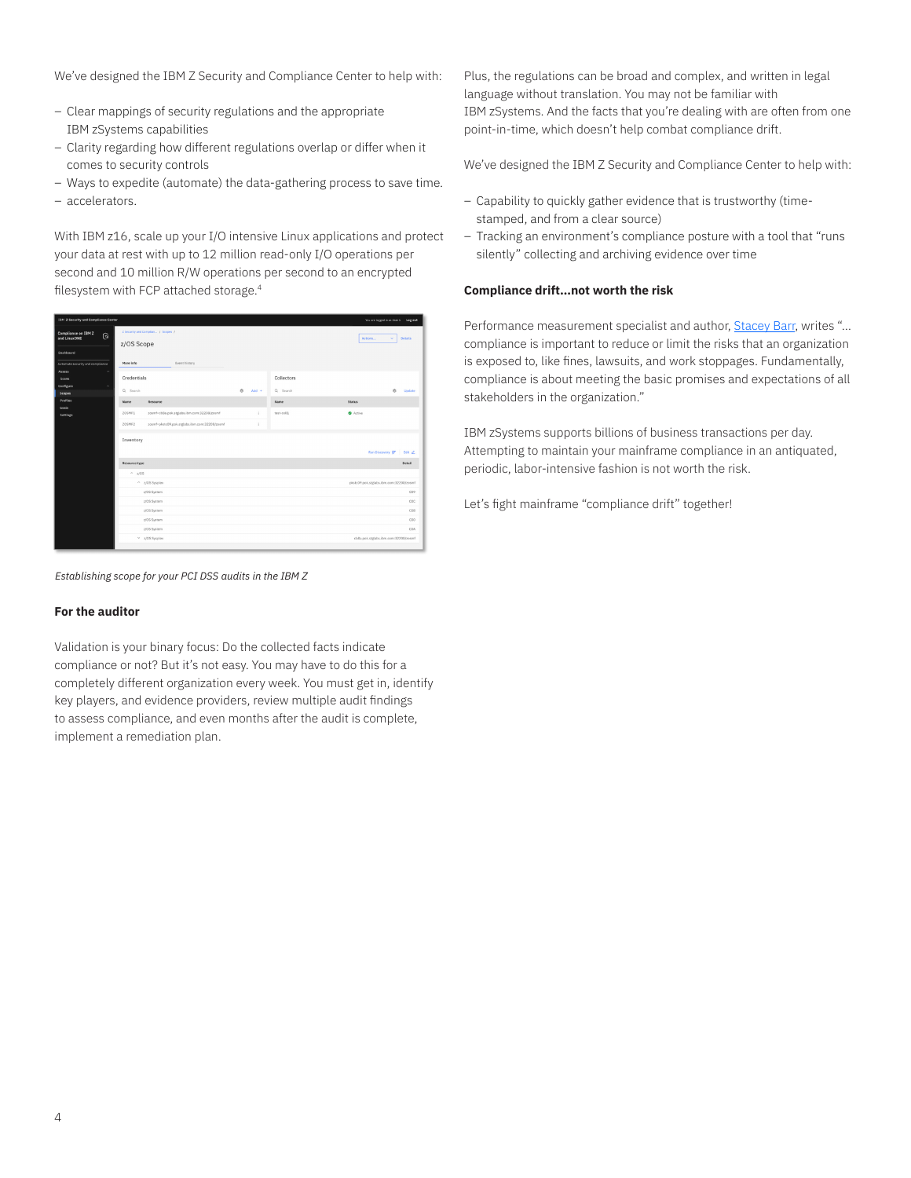We've designed the IBM Z Security and Compliance Center to help with:

- Clear mappings of security regulations and the appropriate IBM zSystems capabilities
- Clarity regarding how different regulations overlap or differ when it comes to security controls
- Ways to expedite (automate) the data-gathering process to save time.
- accelerators.

With IBM z16, scale up your I/O intensive Linux applications and protect your data at rest with up to 12 million read-only I/O operations per second and 10 million R/W operations per second to an encrypted filesystem with FCP attached storage.[4]

*Establishing scope for your PCI DSS audits in the IBM Z*

### For the auditor

Validation is your binary focus: Do the collected facts indicate compliance or not? But it's not easy. You may have to do this for a completely different organization every week. You must get in, identify key players, and evidence providers, review multiple audit findings to assess compliance, and even months after the audit is complete, implement a remediation plan.

Plus, the regulations can be broad and complex, and written in legal language without translation. You may not be familiar with IBM zSystems. And the facts that you're dealing with are often from one point-in-time, which doesn't help combat compliance drift.

We've designed the IBM Z Security and Compliance Center to help with:

- Capability to quickly gather evidence that is trustworthy (time-stamped, and from a clear source)
- Tracking an environment's compliance posture with a tool that "runs silently" collecting and archiving evidence over time

### Compliance drift...not worth the risk

Performance measurement specialist and author, Stacey Barr, writes "... compliance is important to reduce or limit the risks that an organization is exposed to, like fines, lawsuits, and work stoppages. Fundamentally, compliance is about meeting the basic promises and expectations of all stakeholders in the organization."

IBM zSystems supports billions of business transactions per day. Attempting to maintain your mainframe compliance in an antiquated, periodic, labor-intensive fashion is not worth the risk.

Let's fight mainframe "compliance drift" together!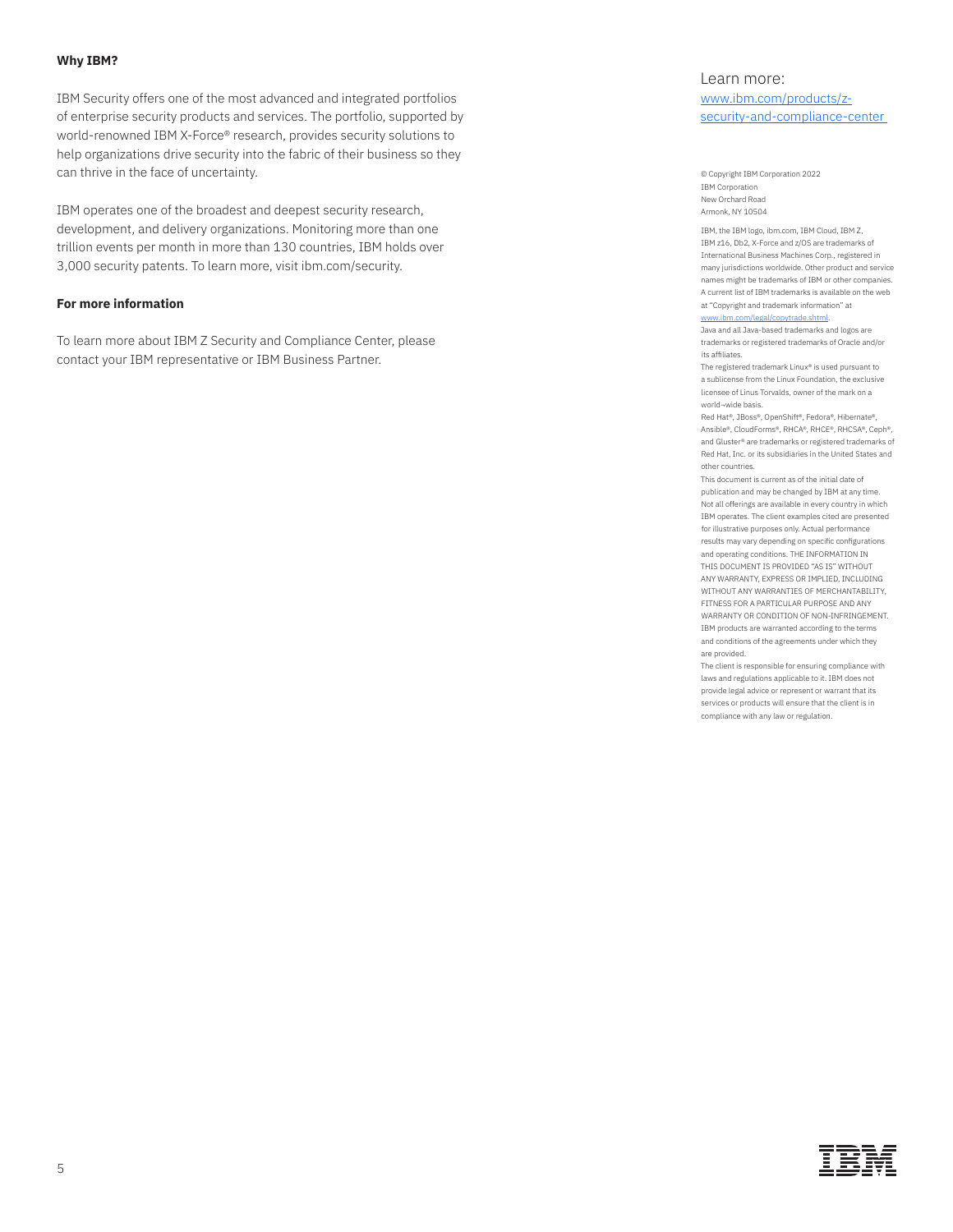**Why IBM?**

IBM Security offers one of the most advanced and integrated portfolios of enterprise security products and services. The portfolio, supported by world-renowned IBM X-Force® research, provides security solutions to help organizations drive security into the fabric of their business so they can thrive in the face of uncertainty.

IBM operates one of the broadest and deepest security research, development, and delivery organizations. Monitoring more than one trillion events per month in more than 130 countries, IBM holds over 3,000 security patents. To learn more, visit ibm.com/security.

**For more information**

To learn more about IBM Z Security and Compliance Center, please contact your IBM representative or IBM Business Partner.

Learn more:
[www.ibm.com/products/z-security-and-compliance-center](www.ibm.com/products/z-security-and-compliance-center)

© Copyright IBM Corporation 2022
IBM Corporation
New Orchard Road
Armonk, NY 10504

IBM, the IBM logo, ibm.com, IBM Cloud, IBM Z, IBM z16, Db2, X-Force and z/OS are trademarks of International Business Machines Corp., registered in many jurisdictions worldwide. Other product and service names might be trademarks of IBM or other companies. A current list of IBM trademarks is available on the web at "Copyright and trademark information" at [www.ibm.com/legal/copytrade.shtml](www.ibm.com/legal/copytrade.shtml).

Java and all Java-based trademarks and logos are trademarks or registered trademarks of Oracle and/or its affiliates.

The registered trademark Linux® is used pursuant to a sublicense from the Linux Foundation, the exclusive licensee of Linus Torvalds, owner of the mark on a world¬wide basis.

Red Hat®, JBoss®, OpenShift®, Fedora®, Hibernate®, Ansible®, CloudForms®, RHCA®, RHCE®, RHCSA®, Ceph®, and Gluster® are trademarks or registered trademarks of Red Hat, Inc. or its subsidiaries in the United States and other countries.

This document is current as of the initial date of publication and may be changed by IBM at any time. Not all offerings are available in every country in which IBM operates. The client examples cited are presented for illustrative purposes only. Actual performance results may vary depending on specific configurations and operating conditions. THE INFORMATION IN THIS DOCUMENT IS PROVIDED "AS IS" WITHOUT ANY WARRANTY, EXPRESS OR IMPLIED, INCLUDING WITHOUT ANY WARRANTIES OF MERCHANTABILITY, FITNESS FOR A PARTICULAR PURPOSE AND ANY WARRANTY OR CONDITION OF NON-INFRINGEMENT. IBM products are warranted according to the terms and conditions of the agreements under which they are provided.

The client is responsible for ensuring compliance with laws and regulations applicable to it. IBM does not provide legal advice or represent or warrant that its services or products will ensure that the client is in compliance with any law or regulation.